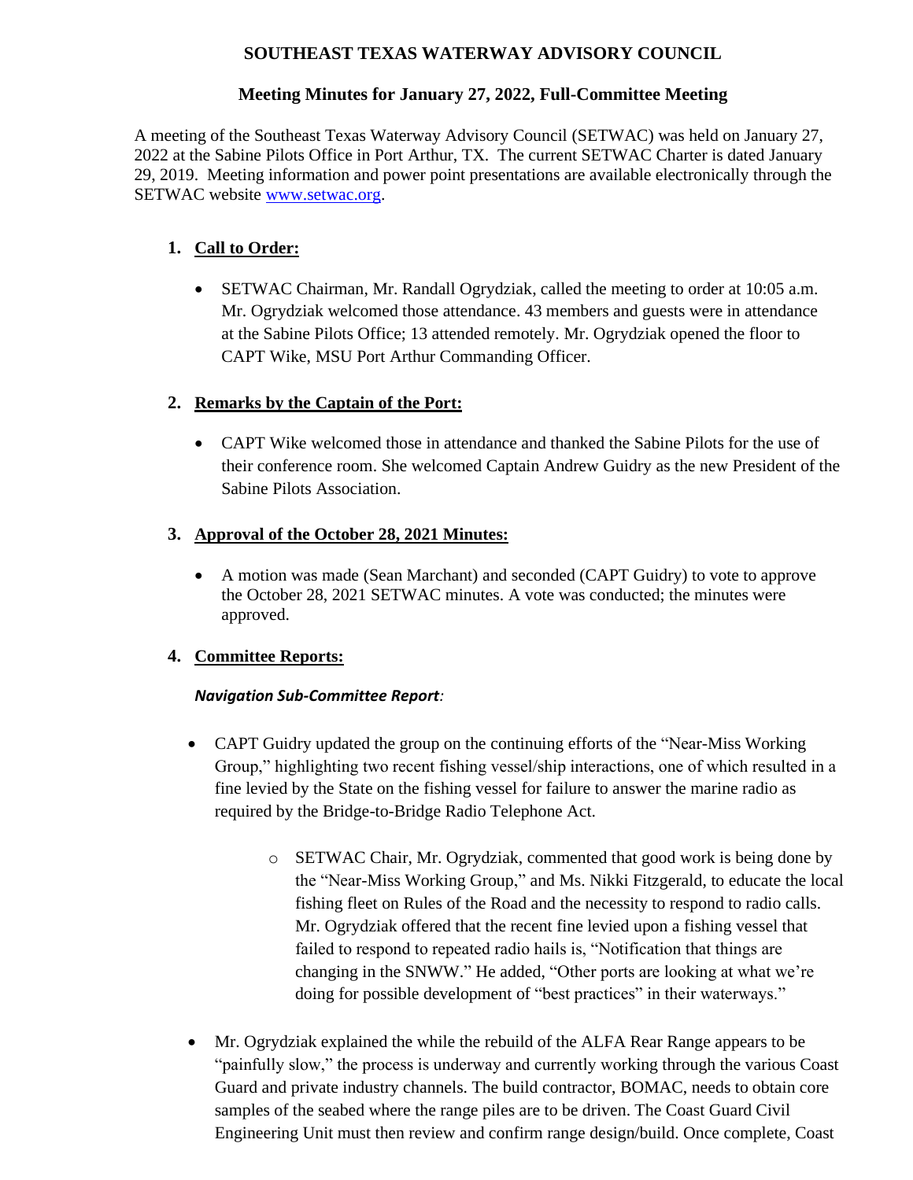# SOUTHEAST TEXAS WATERWAY ADVISORY COUNCIL

## Meeting Minutes for January 27, 2022, Full-Committee Meeting

A meeting of the Southeast Texas Waterway Advisory Council (SETWAC) was held on January 27, 2022 at the Sabine Pilots Office in Port Arthur, TX. The current SETWAC Charter is dated January 29, 2019. Meeting information and power point presentations are available electronically through the SETWAC website www.setwac.org.

1. **Call to Order:**

   - SETWAC Chairman, Mr. Randall Ogrydziak, called the meeting to order at 10:05 a.m. Mr. Ogrydziak welcomed those attendance. 43 members and guests were in attendance at the Sabine Pilots Office; 13 attended remotely. Mr. Ogrydziak opened the floor to CAPT Wike, MSU Port Arthur Commanding Officer.

2. **Remarks by the Captain of the Port:**

   - CAPT Wike welcomed those in attendance and thanked the Sabine Pilots for the use of their conference room. She welcomed Captain Andrew Guidry as the new President of the Sabine Pilots Association.

3. **Approval of the October 28, 2021 Minutes:**

   - A motion was made (Sean Marchant) and seconded (CAPT Guidry) to vote to approve the October 28, 2021 SETWAC minutes. A vote was conducted; the minutes were approved.

4. **Committee Reports:**

   ***Navigation Sub-Committee Report:***

   - CAPT Guidry updated the group on the continuing efforts of the "Near-Miss Working Group," highlighting two recent fishing vessel/ship interactions, one of which resulted in a fine levied by the State on the fishing vessel for failure to answer the marine radio as required by the Bridge-to-Bridge Radio Telephone Act.

     - SETWAC Chair, Mr. Ogrydziak, commented that good work is being done by the "Near-Miss Working Group," and Ms. Nikki Fitzgerald, to educate the local fishing fleet on Rules of the Road and the necessity to respond to radio calls. Mr. Ogrydziak offered that the recent fine levied upon a fishing vessel that failed to respond to repeated radio hails is, "Notification that things are changing in the SNWW." He added, "Other ports are looking at what we're doing for possible development of "best practices" in their waterways."

   - Mr. Ogrydziak explained the while the rebuild of the ALFA Rear Range appears to be "painfully slow," the process is underway and currently working through the various Coast Guard and private industry channels. The build contractor, BOMAC, needs to obtain core samples of the seabed where the range piles are to be driven. The Coast Guard Civil Engineering Unit must then review and confirm range design/build. Once complete, Coast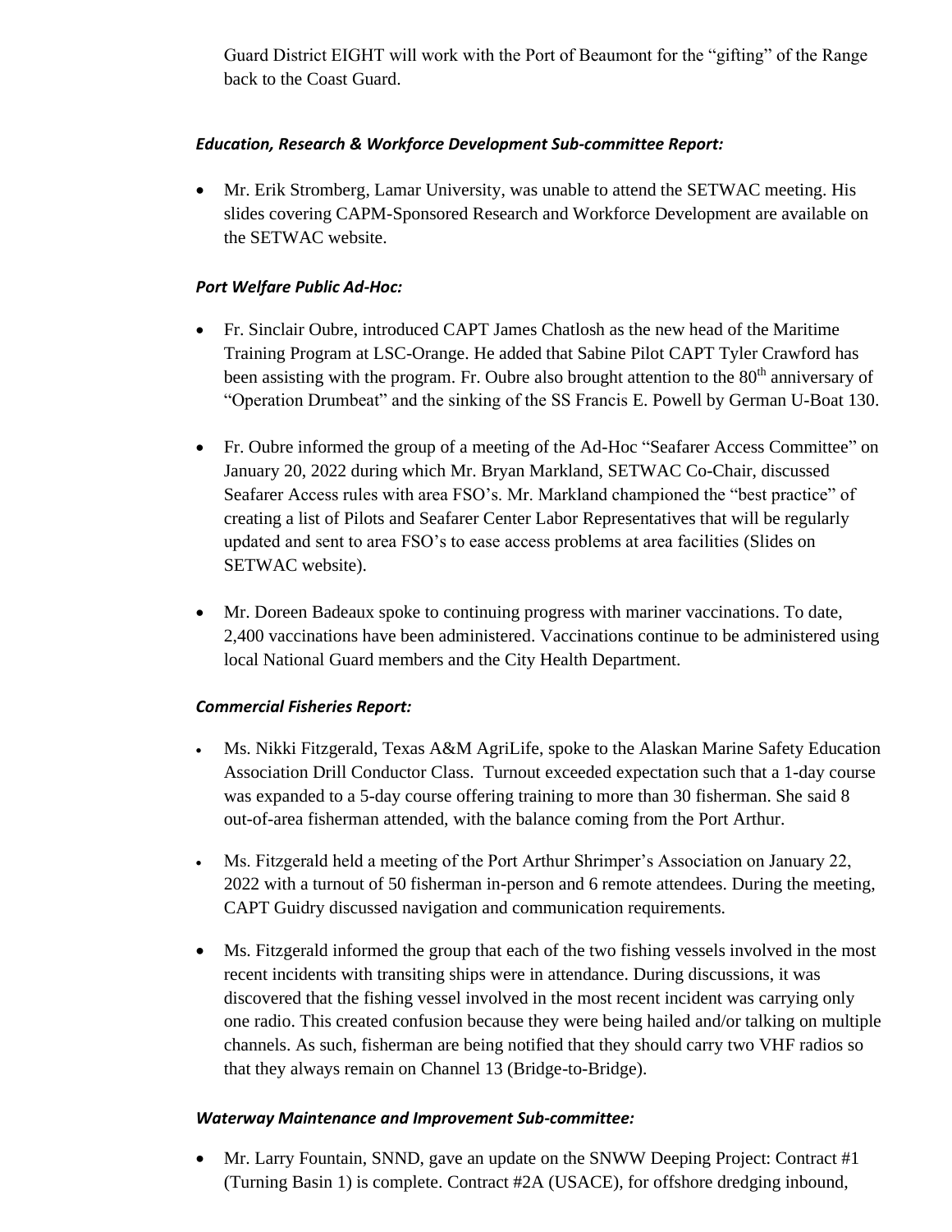Guard District EIGHT will work with the Port of Beaumont for the "gifting" of the Range back to the Coast Guard.

***Education, Research & Workforce Development Sub-committee Report:***

- Mr. Erik Stromberg, Lamar University, was unable to attend the SETWAC meeting. His slides covering CAPM-Sponsored Research and Workforce Development are available on the SETWAC website.

***Port Welfare Public Ad-Hoc:***

- Fr. Sinclair Oubre, introduced CAPT James Chatlosh as the new head of the Maritime Training Program at LSC-Orange. He added that Sabine Pilot CAPT Tyler Crawford has been assisting with the program. Fr. Oubre also brought attention to the 80th anniversary of "Operation Drumbeat" and the sinking of the SS Francis E. Powell by German U-Boat 130.

- Fr. Oubre informed the group of a meeting of the Ad-Hoc "Seafarer Access Committee" on January 20, 2022 during which Mr. Bryan Markland, SETWAC Co-Chair, discussed Seafarer Access rules with area FSO's. Mr. Markland championed the "best practice" of creating a list of Pilots and Seafarer Center Labor Representatives that will be regularly updated and sent to area FSO's to ease access problems at area facilities (Slides on SETWAC website).

- Mr. Doreen Badeaux spoke to continuing progress with mariner vaccinations. To date, 2,400 vaccinations have been administered. Vaccinations continue to be administered using local National Guard members and the City Health Department.

***Commercial Fisheries Report:***

- Ms. Nikki Fitzgerald, Texas A&M AgriLife, spoke to the Alaskan Marine Safety Education Association Drill Conductor Class. Turnout exceeded expectation such that a 1-day course was expanded to a 5-day course offering training to more than 30 fisherman. She said 8 out-of-area fisherman attended, with the balance coming from the Port Arthur.

- Ms. Fitzgerald held a meeting of the Port Arthur Shrimper's Association on January 22, 2022 with a turnout of 50 fisherman in-person and 6 remote attendees. During the meeting, CAPT Guidry discussed navigation and communication requirements.

- Ms. Fitzgerald informed the group that each of the two fishing vessels involved in the most recent incidents with transiting ships were in attendance. During discussions, it was discovered that the fishing vessel involved in the most recent incident was carrying only one radio. This created confusion because they were being hailed and/or talking on multiple channels. As such, fisherman are being notified that they should carry two VHF radios so that they always remain on Channel 13 (Bridge-to-Bridge).

***Waterway Maintenance and Improvement Sub-committee:***

- Mr. Larry Fountain, SNND, gave an update on the SNWW Deeping Project: Contract #1 (Turning Basin 1) is complete. Contract #2A (USACE), for offshore dredging inbound,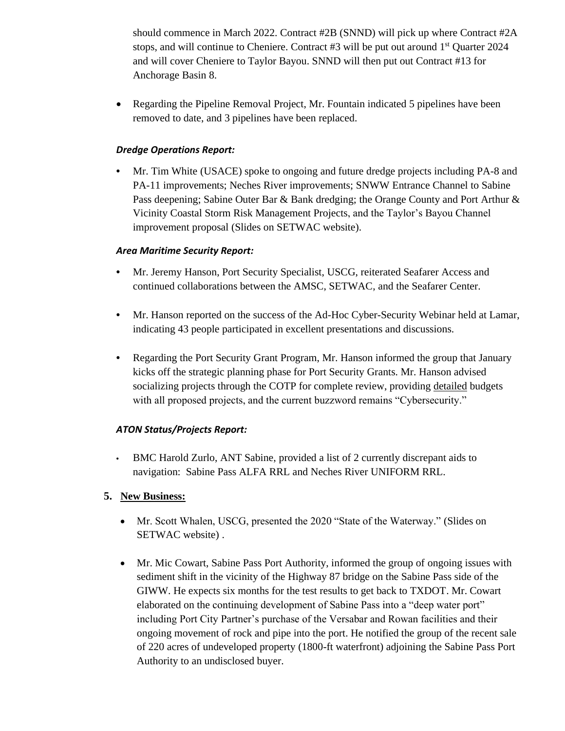should commence in March 2022. Contract #2B (SNND) will pick up where Contract #2A stops, and will continue to Cheniere. Contract #3 will be put out around 1st Quarter 2024 and will cover Cheniere to Taylor Bayou. SNND will then put out Contract #13 for Anchorage Basin 8.

- Regarding the Pipeline Removal Project, Mr. Fountain indicated 5 pipelines have been removed to date, and 3 pipelines have been replaced.

***Dredge Operations Report:***

- Mr. Tim White (USACE) spoke to ongoing and future dredge projects including PA-8 and PA-11 improvements; Neches River improvements; SNWW Entrance Channel to Sabine Pass deepening; Sabine Outer Bar & Bank dredging; the Orange County and Port Arthur & Vicinity Coastal Storm Risk Management Projects, and the Taylor's Bayou Channel improvement proposal (Slides on SETWAC website).

***Area Maritime Security Report:***

- Mr. Jeremy Hanson, Port Security Specialist, USCG, reiterated Seafarer Access and continued collaborations between the AMSC, SETWAC, and the Seafarer Center.

- Mr. Hanson reported on the success of the Ad-Hoc Cyber-Security Webinar held at Lamar, indicating 43 people participated in excellent presentations and discussions.

- Regarding the Port Security Grant Program, Mr. Hanson informed the group that January kicks off the strategic planning phase for Port Security Grants. Mr. Hanson advised socializing projects through the COTP for complete review, providing detailed budgets with all proposed projects, and the current buzzword remains "Cybersecurity."

***ATON Status/Projects Report:***

- BMC Harold Zurlo, ANT Sabine, provided a list of 2 currently discrepant aids to navigation: Sabine Pass ALFA RRL and Neches River UNIFORM RRL.

**5. New Business:**

- Mr. Scott Whalen, USCG, presented the 2020 "State of the Waterway." (Slides on SETWAC website) .

- Mr. Mic Cowart, Sabine Pass Port Authority, informed the group of ongoing issues with sediment shift in the vicinity of the Highway 87 bridge on the Sabine Pass side of the GIWW. He expects six months for the test results to get back to TXDOT. Mr. Cowart elaborated on the continuing development of Sabine Pass into a "deep water port" including Port City Partner's purchase of the Versabar and Rowan facilities and their ongoing movement of rock and pipe into the port. He notified the group of the recent sale of 220 acres of undeveloped property (1800-ft waterfront) adjoining the Sabine Pass Port Authority to an undisclosed buyer.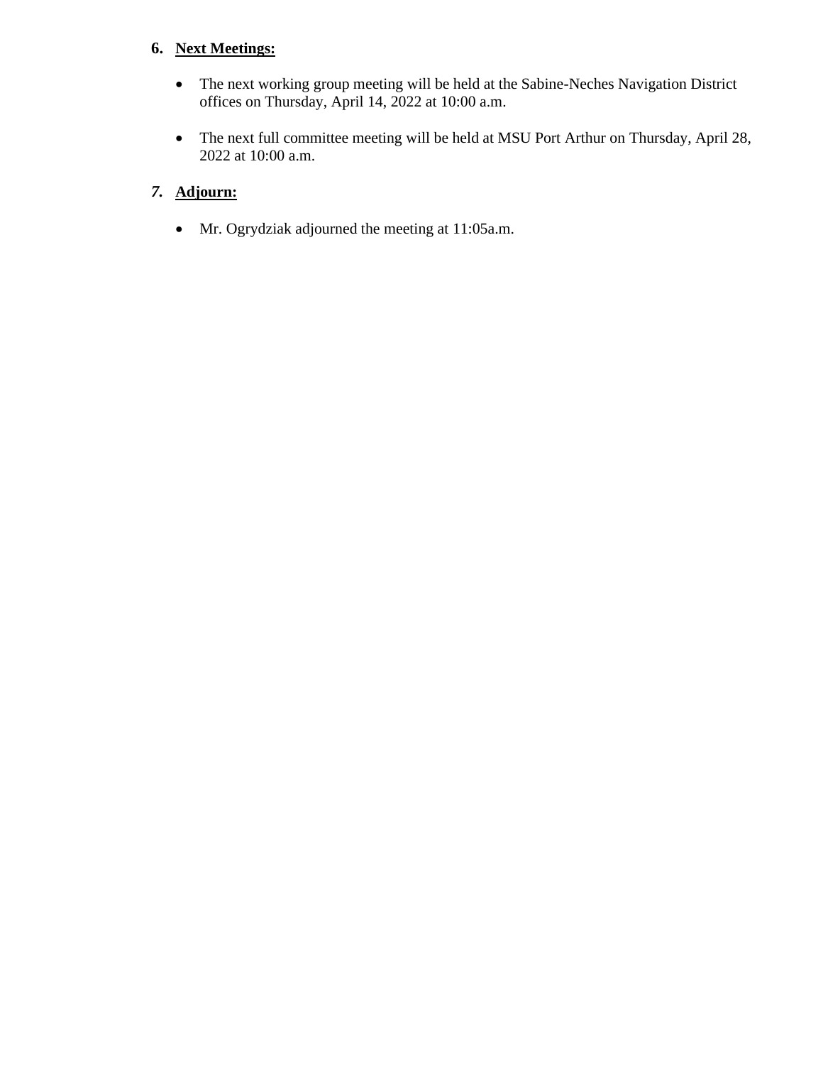6. **Next Meetings:**

- The next working group meeting will be held at the Sabine-Neches Navigation District offices on Thursday, April 14, 2022 at 10:00 a.m.

- The next full committee meeting will be held at MSU Port Arthur on Thursday, April 28, 2022 at 10:00 a.m.

7. **Adjourn:**

- Mr. Ogrydziak adjourned the meeting at 11:05a.m.